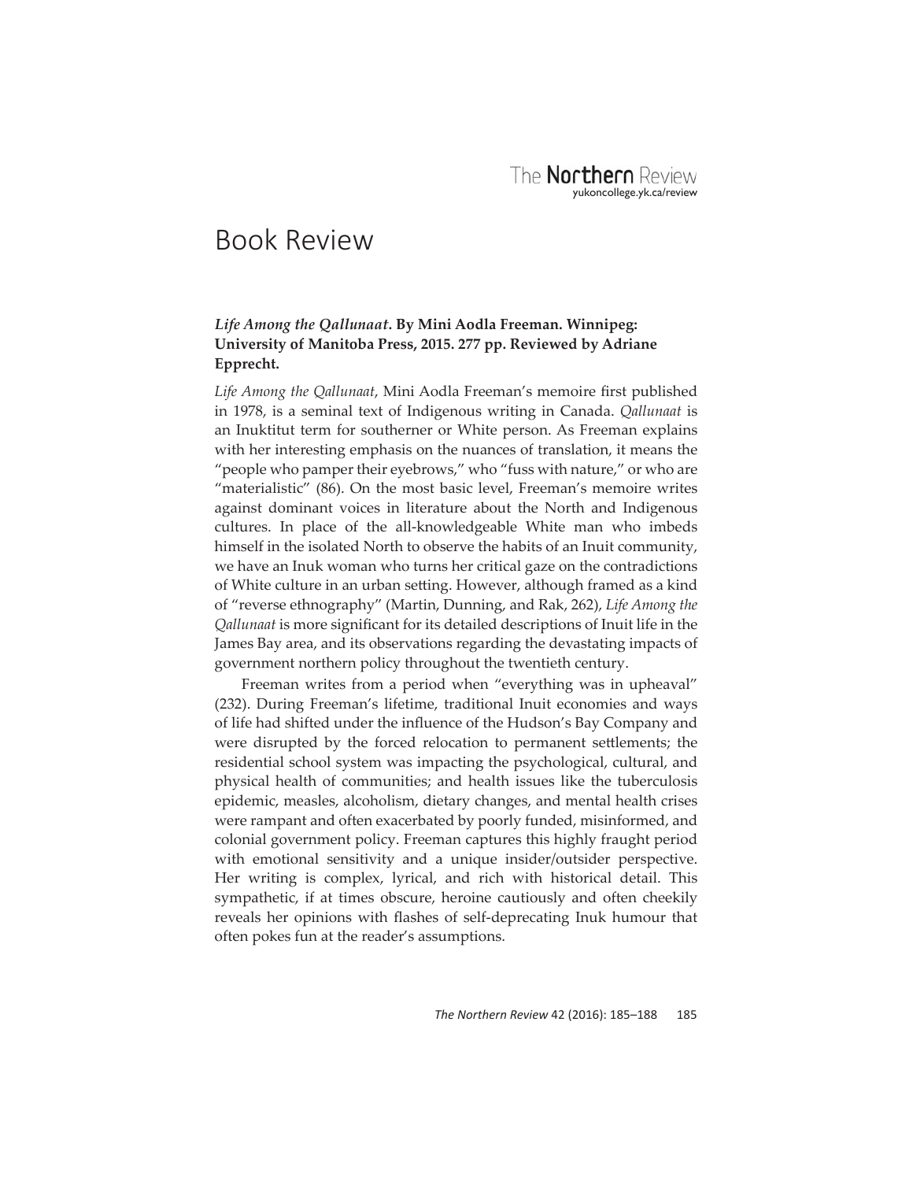# Book Review

***Life Among the Qallunaat*. By Mini Aodla Freeman. Winnipeg: University of Manitoba Press, 2015. 277 pp. Reviewed by Adriane Epprecht.**

*Life Among the Qallunaat*, Mini Aodla Freeman's memoire first published in 1978, is a seminal text of Indigenous writing in Canada. *Qallunaat* is an Inuktitut term for southerner or White person. As Freeman explains with her interesting emphasis on the nuances of translation, it means the "people who pamper their eyebrows," who "fuss with nature," or who are "materialistic" (86). On the most basic level, Freeman's memoire writes against dominant voices in literature about the North and Indigenous cultures. In place of the all-knowledgeable White man who imbeds himself in the isolated North to observe the habits of an Inuit community, we have an Inuk woman who turns her critical gaze on the contradictions of White culture in an urban setting. However, although framed as a kind of "reverse ethnography" (Martin, Dunning, and Rak, 262), *Life Among the Qallunaat* is more significant for its detailed descriptions of Inuit life in the James Bay area, and its observations regarding the devastating impacts of government northern policy throughout the twentieth century.

Freeman writes from a period when "everything was in upheaval" (232). During Freeman's lifetime, traditional Inuit economies and ways of life had shifted under the influence of the Hudson's Bay Company and were disrupted by the forced relocation to permanent settlements; the residential school system was impacting the psychological, cultural, and physical health of communities; and health issues like the tuberculosis epidemic, measles, alcoholism, dietary changes, and mental health crises were rampant and often exacerbated by poorly funded, misinformed, and colonial government policy. Freeman captures this highly fraught period with emotional sensitivity and a unique insider/outsider perspective. Her writing is complex, lyrical, and rich with historical detail. This sympathetic, if at times obscure, heroine cautiously and often cheekily reveals her opinions with flashes of self-deprecating Inuk humour that often pokes fun at the reader's assumptions.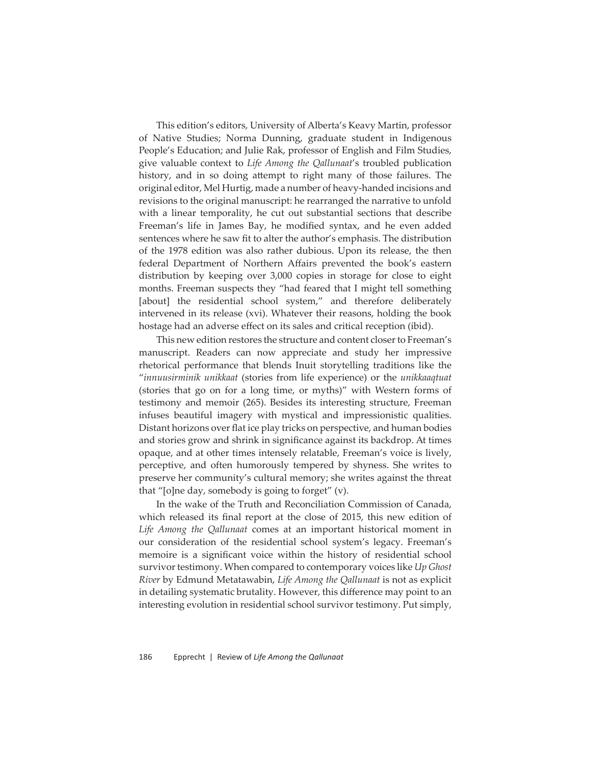This edition's editors, University of Alberta's Keavy Martin, professor of Native Studies; Norma Dunning, graduate student in Indigenous People's Education; and Julie Rak, professor of English and Film Studies, give valuable context to *Life Among the Qallunaat*'s troubled publication history, and in so doing attempt to right many of those failures. The original editor, Mel Hurtig, made a number of heavy-handed incisions and revisions to the original manuscript: he rearranged the narrative to unfold with a linear temporality, he cut out substantial sections that describe Freeman's life in James Bay, he modified syntax, and he even added sentences where he saw fit to alter the author's emphasis. The distribution of the 1978 edition was also rather dubious. Upon its release, the then federal Department of Northern Affairs prevented the book's eastern distribution by keeping over 3,000 copies in storage for close to eight months. Freeman suspects they "had feared that I might tell something [about] the residential school system," and therefore deliberately intervened in its release (xvi). Whatever their reasons, holding the book hostage had an adverse effect on its sales and critical reception (ibid).

This new edition restores the structure and content closer to Freeman's manuscript. Readers can now appreciate and study her impressive rhetorical performance that blends Inuit storytelling traditions like the "*innuusirminik unikkaat* (stories from life experience) or the *unikkaaqtuat* (stories that go on for a long time, or myths)" with Western forms of testimony and memoir (265). Besides its interesting structure, Freeman infuses beautiful imagery with mystical and impressionistic qualities. Distant horizons over flat ice play tricks on perspective, and human bodies and stories grow and shrink in significance against its backdrop. At times opaque, and at other times intensely relatable, Freeman's voice is lively, perceptive, and often humorously tempered by shyness. She writes to preserve her community's cultural memory; she writes against the threat that "[o]ne day, somebody is going to forget" (v).

In the wake of the Truth and Reconciliation Commission of Canada, which released its final report at the close of 2015, this new edition of *Life Among the Qallunaat* comes at an important historical moment in our consideration of the residential school system's legacy. Freeman's memoire is a significant voice within the history of residential school survivor testimony. When compared to contemporary voices like *Up Ghost River* by Edmund Metatawabin, *Life Among the Qallunaat* is not as explicit in detailing systematic brutality. However, this difference may point to an interesting evolution in residential school survivor testimony. Put simply,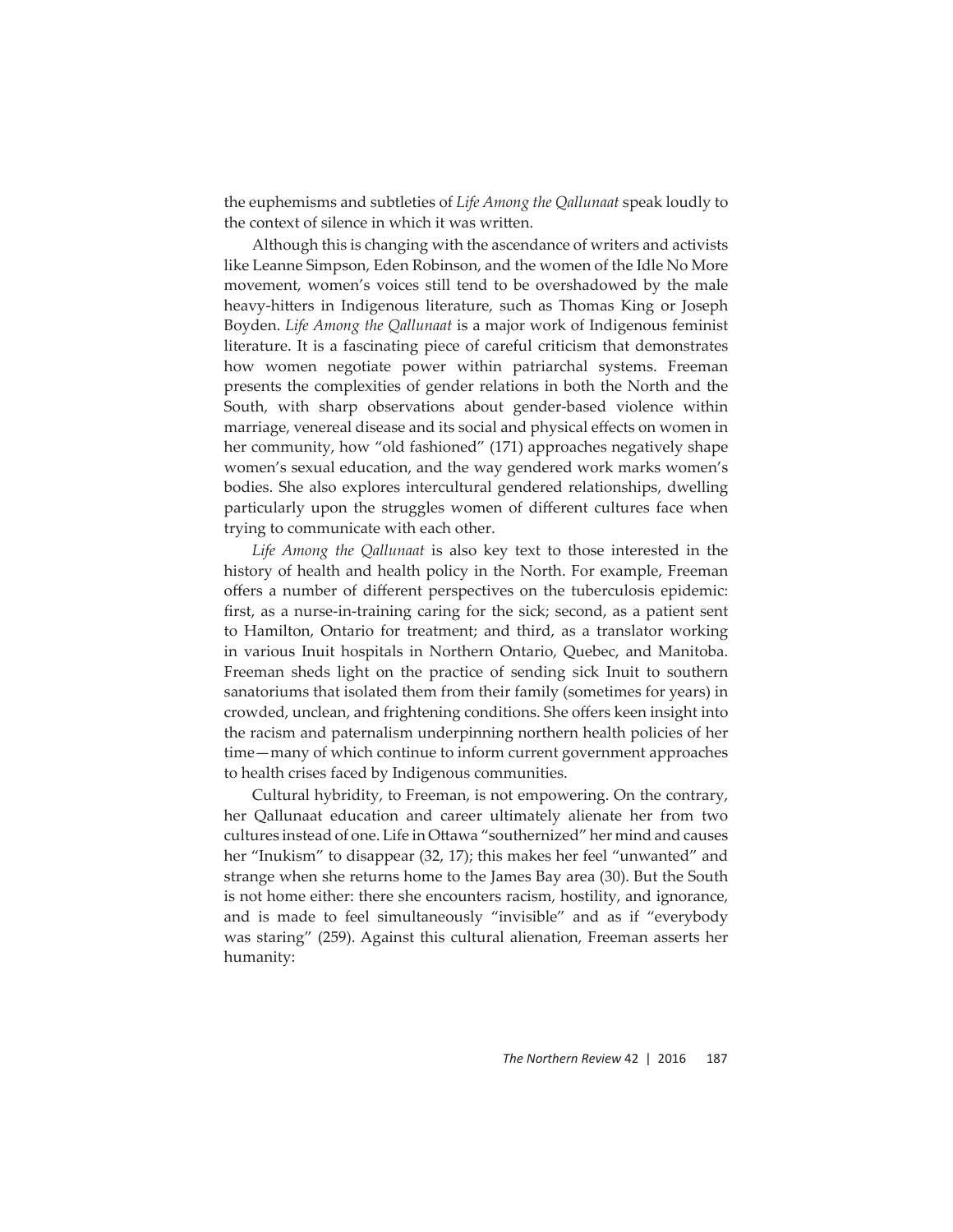the euphemisms and subtleties of *Life Among the Qallunaat* speak loudly to the context of silence in which it was written.

Although this is changing with the ascendance of writers and activists like Leanne Simpson, Eden Robinson, and the women of the Idle No More movement, women's voices still tend to be overshadowed by the male heavy-hitters in Indigenous literature, such as Thomas King or Joseph Boyden. *Life Among the Qallunaat* is a major work of Indigenous feminist literature. It is a fascinating piece of careful criticism that demonstrates how women negotiate power within patriarchal systems. Freeman presents the complexities of gender relations in both the North and the South, with sharp observations about gender-based violence within marriage, venereal disease and its social and physical effects on women in her community, how "old fashioned" (171) approaches negatively shape women's sexual education, and the way gendered work marks women's bodies. She also explores intercultural gendered relationships, dwelling particularly upon the struggles women of different cultures face when trying to communicate with each other.

*Life Among the Qallunaat* is also key text to those interested in the history of health and health policy in the North. For example, Freeman offers a number of different perspectives on the tuberculosis epidemic: first, as a nurse-in-training caring for the sick; second, as a patient sent to Hamilton, Ontario for treatment; and third, as a translator working in various Inuit hospitals in Northern Ontario, Quebec, and Manitoba. Freeman sheds light on the practice of sending sick Inuit to southern sanatoriums that isolated them from their family (sometimes for years) in crowded, unclean, and frightening conditions. She offers keen insight into the racism and paternalism underpinning northern health policies of her time—many of which continue to inform current government approaches to health crises faced by Indigenous communities.

Cultural hybridity, to Freeman, is not empowering. On the contrary, her Qallunaat education and career ultimately alienate her from two cultures instead of one. Life in Ottawa "southernized" her mind and causes her "Inukism" to disappear (32, 17); this makes her feel "unwanted" and strange when she returns home to the James Bay area (30). But the South is not home either: there she encounters racism, hostility, and ignorance, and is made to feel simultaneously "invisible" and as if "everybody was staring" (259). Against this cultural alienation, Freeman asserts her humanity: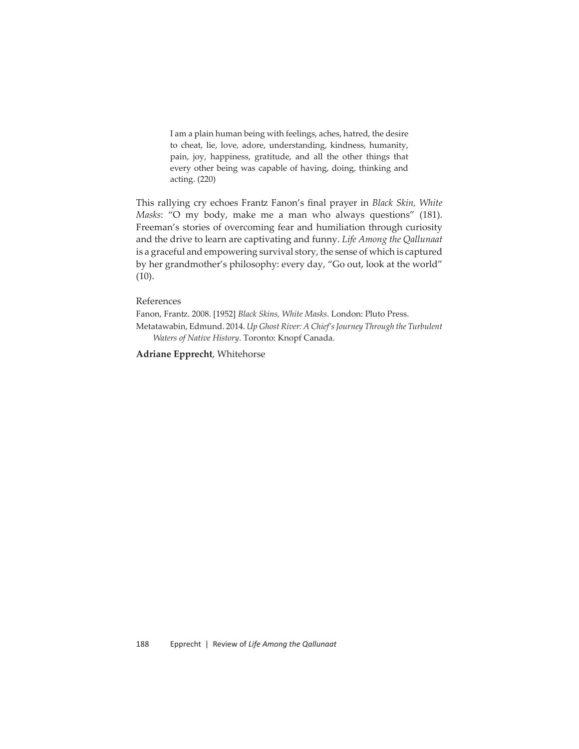> I am a plain human being with feelings, aches, hatred, the desire to cheat, lie, love, adore, understanding, kindness, humanity, pain, joy, happiness, gratitude, and all the other things that every other being was capable of having, doing, thinking and acting. (220)

This rallying cry echoes Frantz Fanon's final prayer in *Black Skin, White Masks*: "O my body, make me a man who always questions" (181). Freeman's stories of overcoming fear and humiliation through curiosity and the drive to learn are captivating and funny. *Life Among the Qallunaat* is a graceful and empowering survival story, the sense of which is captured by her grandmother's philosophy: every day, "Go out, look at the world" (10).

References

Fanon, Frantz. 2008. [1952] *Black Skins, White Masks*. London: Pluto Press.

Metatawabin, Edmund. 2014. *Up Ghost River: A Chief's Journey Through the Turbulent Waters of Native History*. Toronto: Knopf Canada.

**Adriane Epprecht**, Whitehorse